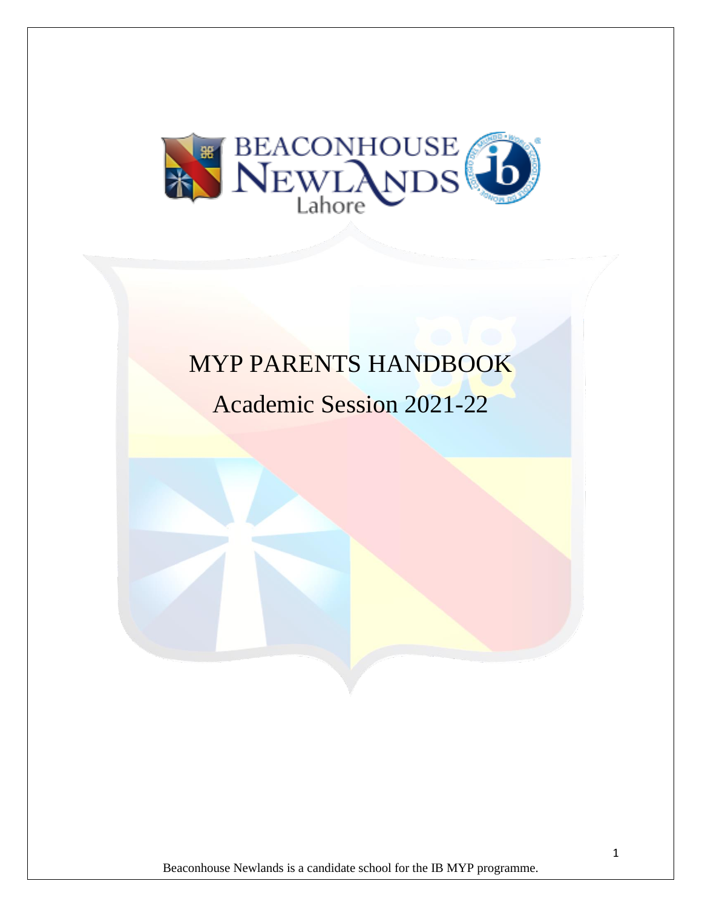# MYP PARENTS HANDBOOK

## Academic Session 2021-22

Beaconhouse Newlands is a candidate school for the IB MYP programme.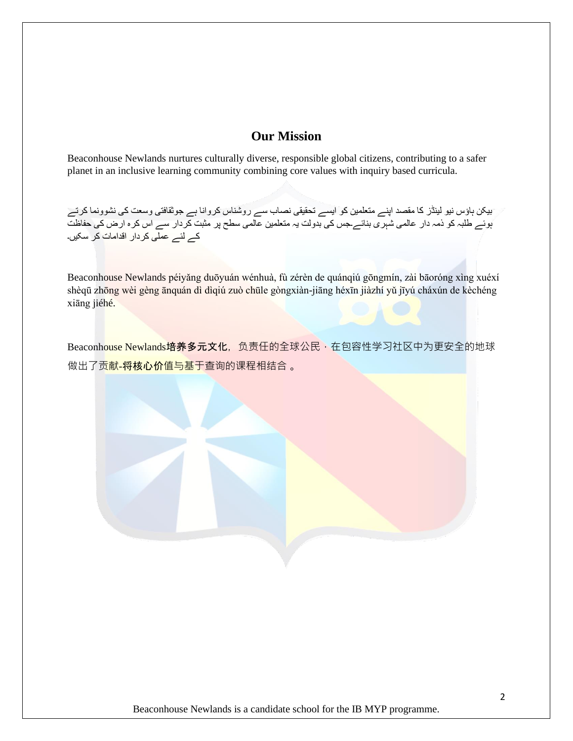## Our Mission

Beaconhouse Newlands nurtures culturally diverse, responsible global citizens, contributing to a safer planet in an inclusive learning community combining core values with inquiry based curricula.

بیکن ہاؤس نیو لینڈز کا مقصد اپنے متعلمین کو ایسے تحقیقی نصاب سے روشناس کروانا ہے جوثقافتی وسعت کی نشوونما کرتے ہوئے طلبہ کو ذمہ دار عالمی شہری بنائے۔جس کی بدولت یہ متعلمین عالمی سطح پر مثبت کردار سے اس کرہ ارض کی حفاظت کے لئے عملی کردار اقدامات کر سکیں۔

Beaconhouse Newlands péiyǎng duōyuán wénhuà, fù zérèn de quánqiú gōngmín, zài bāoróng xìng xuéxí shèqū zhōng wèi gèng ānquán dì dìqiú zuò chūle gòngxiàn-jiāng héxīn jiàzhí yǔ jīyú cháxún de kèchéng xiāng jiéhé.

Beaconhouse Newlands**培养多元文化**，负责任的全球公民，在包容性学习社区中为更安全的地球做出了贡献-**将核心价**值与基于查询的课程相结合 。

Beaconhouse Newlands is a candidate school for the IB MYP programme.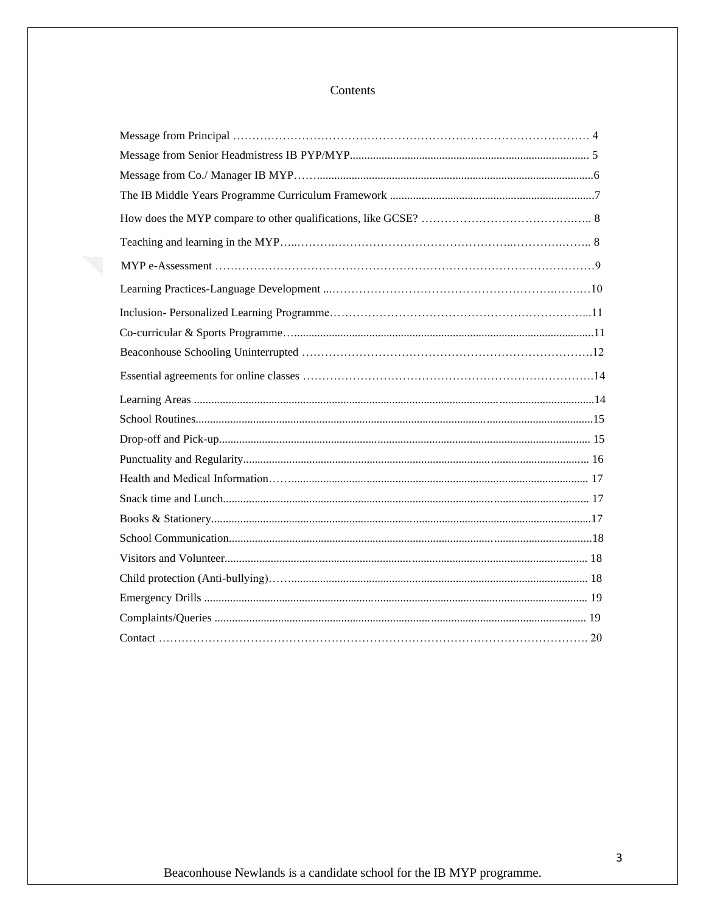# Contents

| | |
|---|---|
| Message from Principal | 4 |
| Message from Senior Headmistress IB PYP/MYP | 5 |
| Message from Co./ Manager IB MYP | 6 |
| The IB Middle Years Programme Curriculum Framework | 7 |
| How does the MYP compare to other qualifications, like GCSE? | 8 |
| Teaching and learning in the MYP | 8 |
| MYP e-Assessment | 9 |
| Learning Practices-Language Development | 10 |
| Inclusion- Personalized Learning Programme | 11 |
| Co-curricular & Sports Programme | 11 |
| Beaconhouse Schooling Uninterrupted | 12 |
| Essential agreements for online classes | 14 |
| Learning Areas | 14 |
| School Routines | 15 |
| Drop-off and Pick-up | 15 |
| Punctuality and Regularity | 16 |
| Health and Medical Information | 17 |
| Snack time and Lunch | 17 |
| Books & Stationery | 17 |
| School Communication | 18 |
| Visitors and Volunteer | 18 |
| Child protection (Anti-bullying) | 18 |
| Emergency Drills | 19 |
| Complaints/Queries | 19 |
| Contact | 20 |

Beaconhouse Newlands is a candidate school for the IB MYP programme.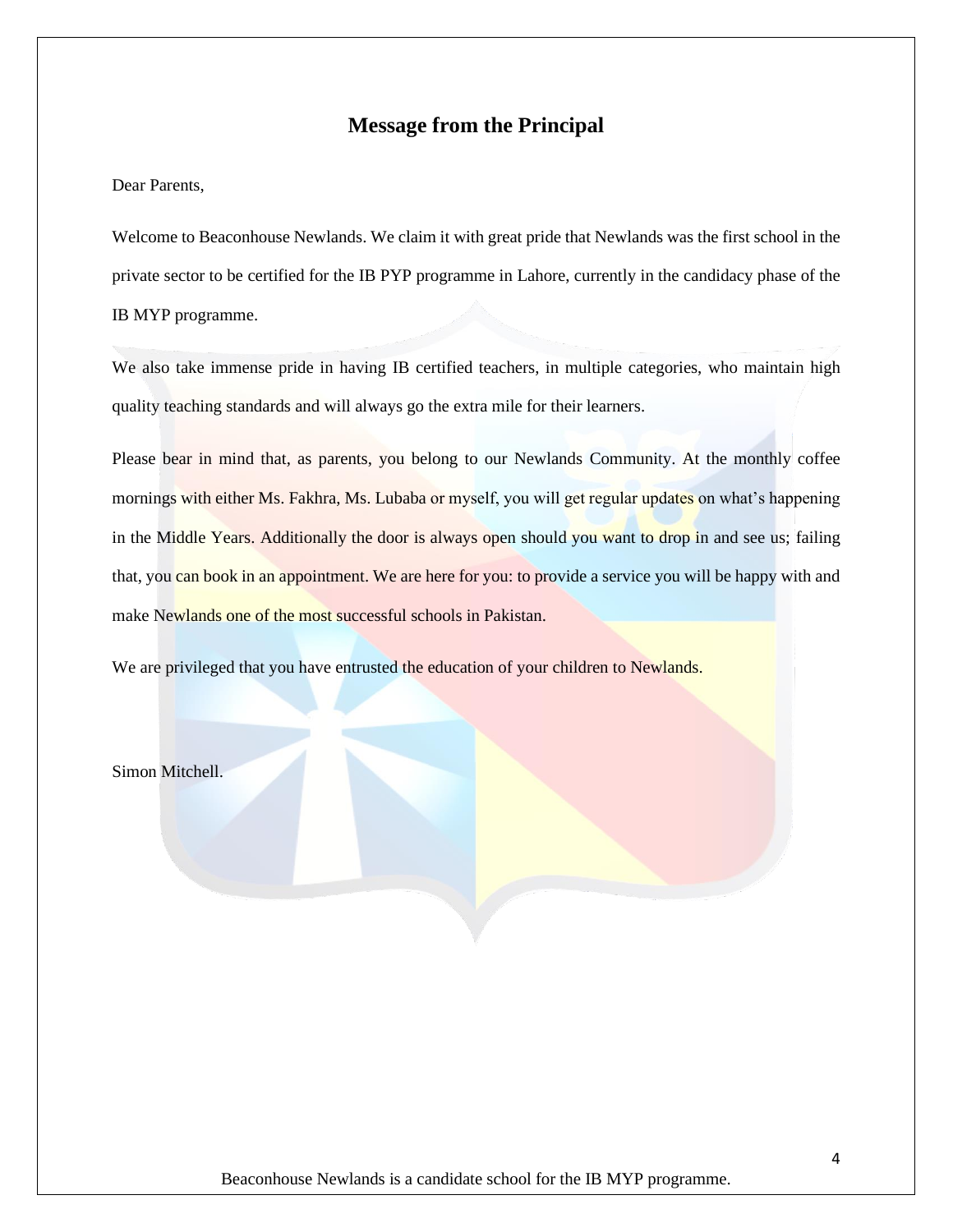## Message from the Principal

Dear Parents,

Welcome to Beaconhouse Newlands. We claim it with great pride that Newlands was the first school in the private sector to be certified for the IB PYP programme in Lahore, currently in the candidacy phase of the IB MYP programme.

We also take immense pride in having IB certified teachers, in multiple categories, who maintain high quality teaching standards and will always go the extra mile for their learners.

Please bear in mind that, as parents, you belong to our Newlands Community. At the monthly coffee mornings with either Ms. Fakhra, Ms. Lubaba or myself, you will get regular updates on what's happening in the Middle Years. Additionally the door is always open should you want to drop in and see us; failing that, you can book in an appointment. We are here for you: to provide a service you will be happy with and make Newlands one of the most successful schools in Pakistan.

We are privileged that you have entrusted the education of your children to Newlands.

Simon Mitchell.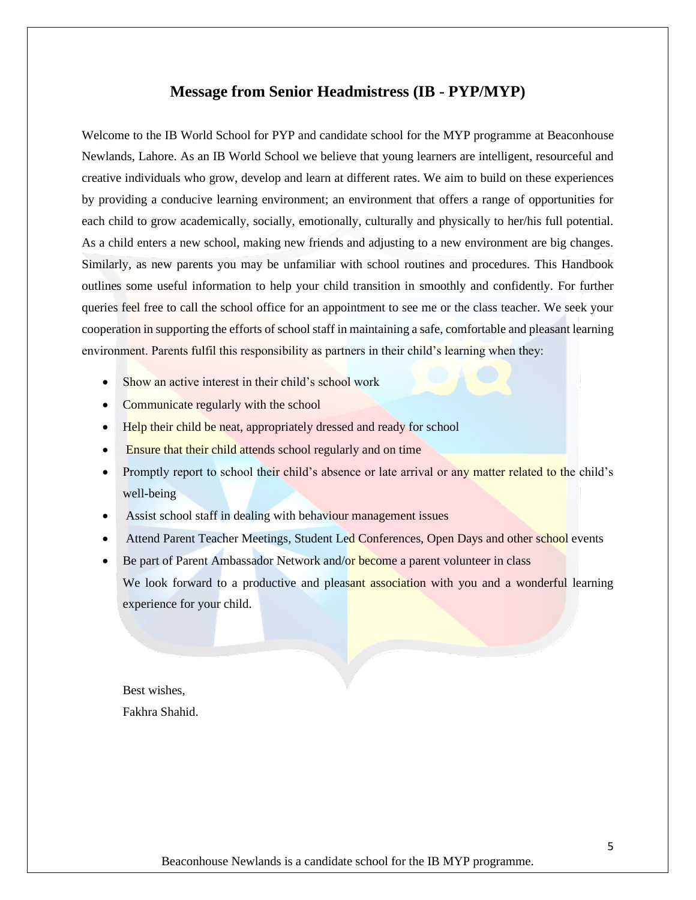## Message from Senior Headmistress (IB - PYP/MYP)

Welcome to the IB World School for PYP and candidate school for the MYP programme at Beaconhouse Newlands, Lahore. As an IB World School we believe that young learners are intelligent, resourceful and creative individuals who grow, develop and learn at different rates. We aim to build on these experiences by providing a conducive learning environment; an environment that offers a range of opportunities for each child to grow academically, socially, emotionally, culturally and physically to her/his full potential. As a child enters a new school, making new friends and adjusting to a new environment are big changes. Similarly, as new parents you may be unfamiliar with school routines and procedures. This Handbook outlines some useful information to help your child transition in smoothly and confidently. For further queries feel free to call the school office for an appointment to see me or the class teacher. We seek your cooperation in supporting the efforts of school staff in maintaining a safe, comfortable and pleasant learning environment. Parents fulfil this responsibility as partners in their child's learning when they:

- Show an active interest in their child's school work
- Communicate regularly with the school
- Help their child be neat, appropriately dressed and ready for school
- Ensure that their child attends school regularly and on time
- Promptly report to school their child's absence or late arrival or any matter related to the child's well-being
- Assist school staff in dealing with behaviour management issues
- Attend Parent Teacher Meetings, Student Led Conferences, Open Days and other school events
- Be part of Parent Ambassador Network and/or become a parent volunteer in class

We look forward to a productive and pleasant association with you and a wonderful learning experience for your child.

Best wishes,
Fakhra Shahid.

Beaconhouse Newlands is a candidate school for the IB MYP programme.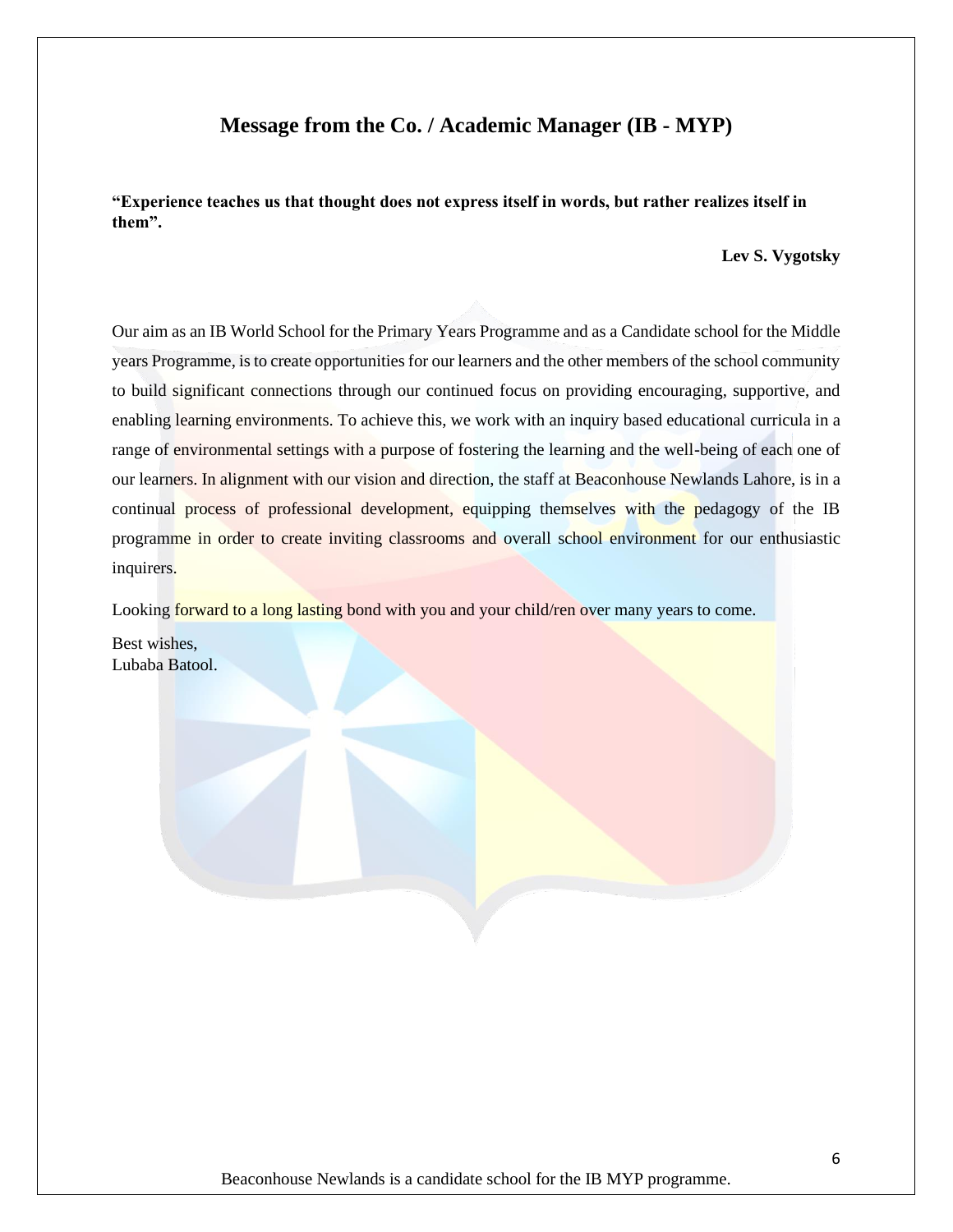## Message from the Co. / Academic Manager (IB - MYP)

**"Experience teaches us that thought does not express itself in words, but rather realizes itself in them".**

**Lev S. Vygotsky**

Our aim as an IB World School for the Primary Years Programme and as a Candidate school for the Middle years Programme, is to create opportunities for our learners and the other members of the school community to build significant connections through our continued focus on providing encouraging, supportive, and enabling learning environments. To achieve this, we work with an inquiry based educational curricula in a range of environmental settings with a purpose of fostering the learning and the well-being of each one of our learners. In alignment with our vision and direction, the staff at Beaconhouse Newlands Lahore, is in a continual process of professional development, equipping themselves with the pedagogy of the IB programme in order to create inviting classrooms and overall school environment for our enthusiastic inquirers.

Looking forward to a long lasting bond with you and your child/ren over many years to come.

Best wishes,
Lubaba Batool.

Beaconhouse Newlands is a candidate school for the IB MYP programme.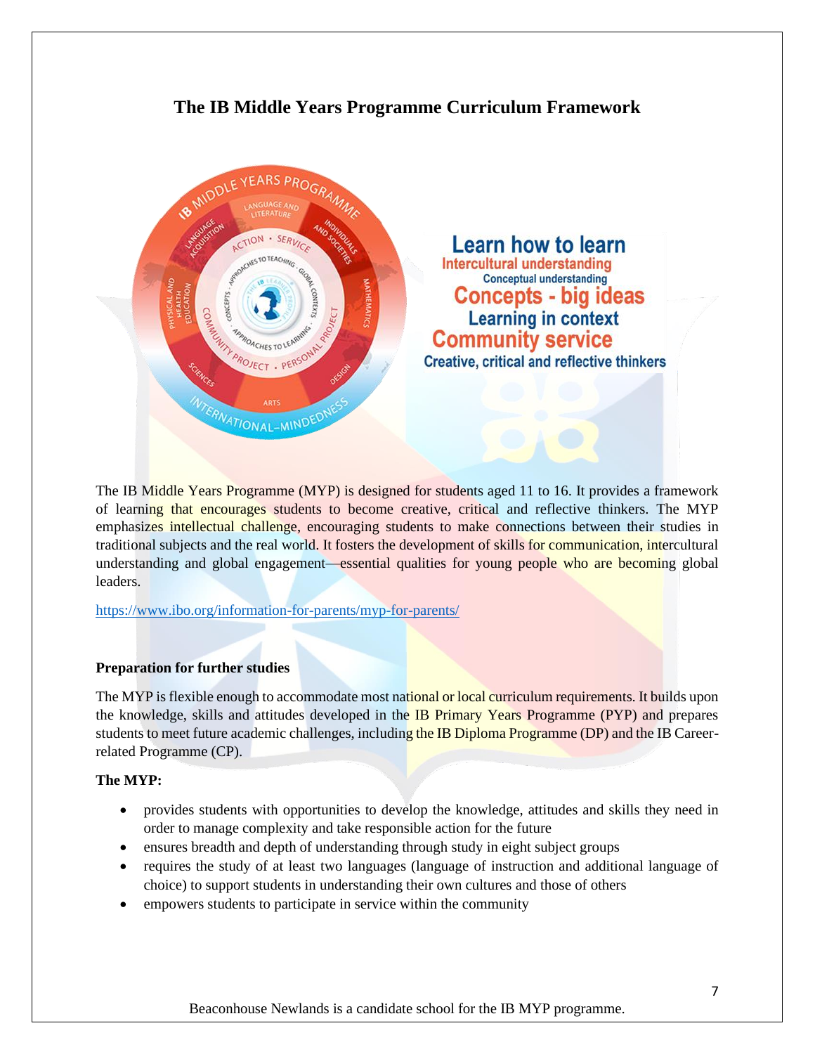# The IB Middle Years Programme Curriculum Framework

Learn how to learn
Intercultural understanding
Conceptual understanding
Concepts - big ideas
Learning in context
Community service
Creative, critical and reflective thinkers

The IB Middle Years Programme (MYP) is designed for students aged 11 to 16. It provides a framework of learning that encourages students to become creative, critical and reflective thinkers. The MYP emphasizes intellectual challenge, encouraging students to make connections between their studies in traditional subjects and the real world. It fosters the development of skills for communication, intercultural understanding and global engagement—essential qualities for young people who are becoming global leaders.

https://www.ibo.org/information-for-parents/myp-for-parents/

### Preparation for further studies

The MYP is flexible enough to accommodate most national or local curriculum requirements. It builds upon the knowledge, skills and attitudes developed in the IB Primary Years Programme (PYP) and prepares students to meet future academic challenges, including the IB Diploma Programme (DP) and the IB Career-related Programme (CP).

### The MYP:

- provides students with opportunities to develop the knowledge, attitudes and skills they need in order to manage complexity and take responsible action for the future
- ensures breadth and depth of understanding through study in eight subject groups
- requires the study of at least two languages (language of instruction and additional language of choice) to support students in understanding their own cultures and those of others
- empowers students to participate in service within the community

Beaconhouse Newlands is a candidate school for the IB MYP programme.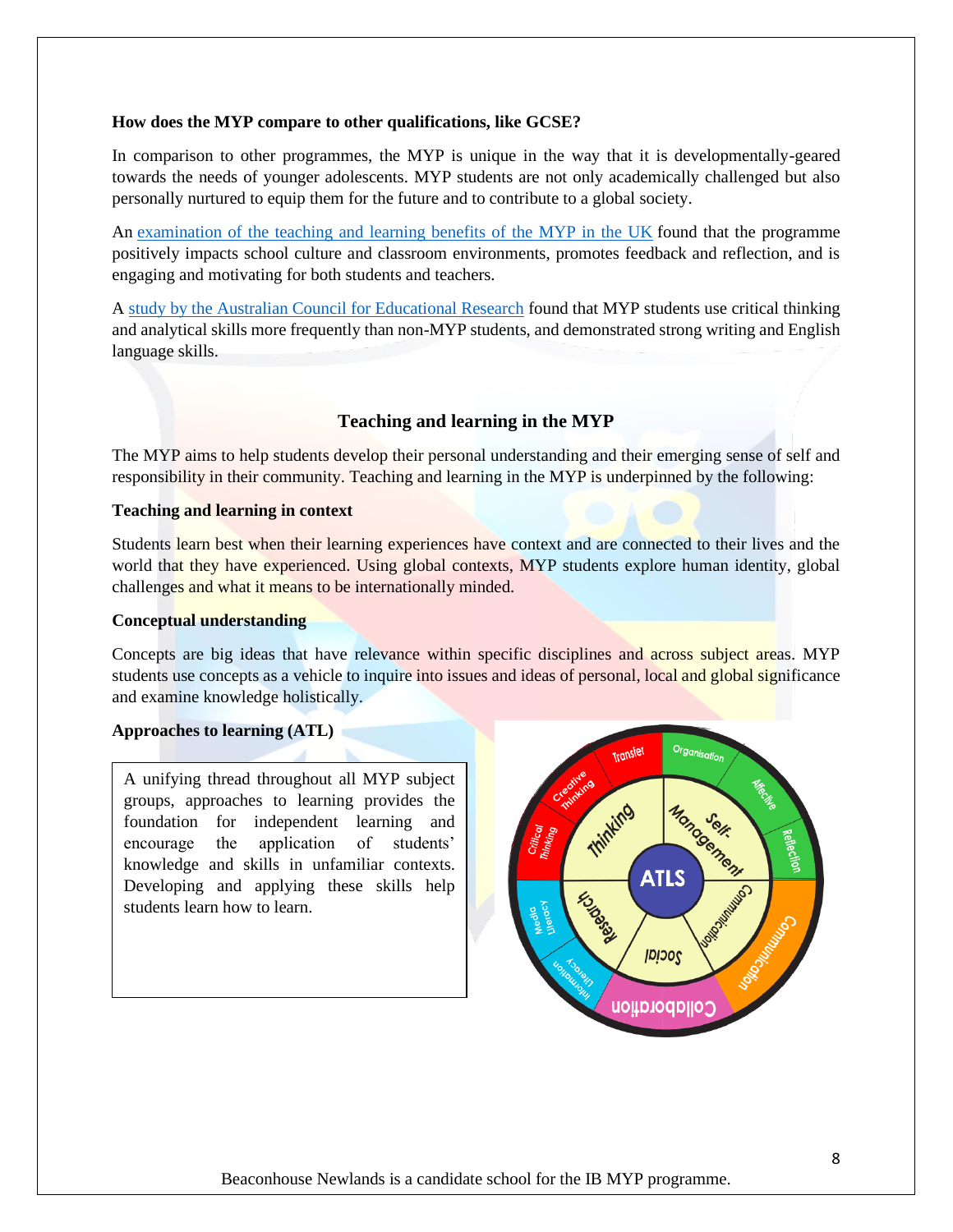**How does the MYP compare to other qualifications, like GCSE?**

In comparison to other programmes, the MYP is unique in the way that it is developmentally-geared towards the needs of younger adolescents. MYP students are not only academically challenged but also personally nurtured to equip them for the future and to contribute to a global society.

An [examination of the teaching and learning benefits of the MYP in the UK]() found that the programme positively impacts school culture and classroom environments, promotes feedback and reflection, and is engaging and motivating for both students and teachers.

A [study by the Australian Council for Educational Research]() found that MYP students use critical thinking and analytical skills more frequently than non-MYP students, and demonstrated strong writing and English language skills.

## Teaching and learning in the MYP

The MYP aims to help students develop their personal understanding and their emerging sense of self and responsibility in their community. Teaching and learning in the MYP is underpinned by the following:

**Teaching and learning in context**

Students learn best when their learning experiences have context and are connected to their lives and the world that they have experienced. Using global contexts, MYP students explore human identity, global challenges and what it means to be internationally minded.

**Conceptual understanding**

Concepts are big ideas that have relevance within specific disciplines and across subject areas. MYP students use concepts as a vehicle to inquire into issues and ideas of personal, local and global significance and examine knowledge holistically.

**Approaches to learning (ATL)**

A unifying thread throughout all MYP subject groups, approaches to learning provides the foundation for independent learning and encourage the application of students' knowledge and skills in unfamiliar contexts. Developing and applying these skills help students learn how to learn.

Beaconhouse Newlands is a candidate school for the IB MYP programme.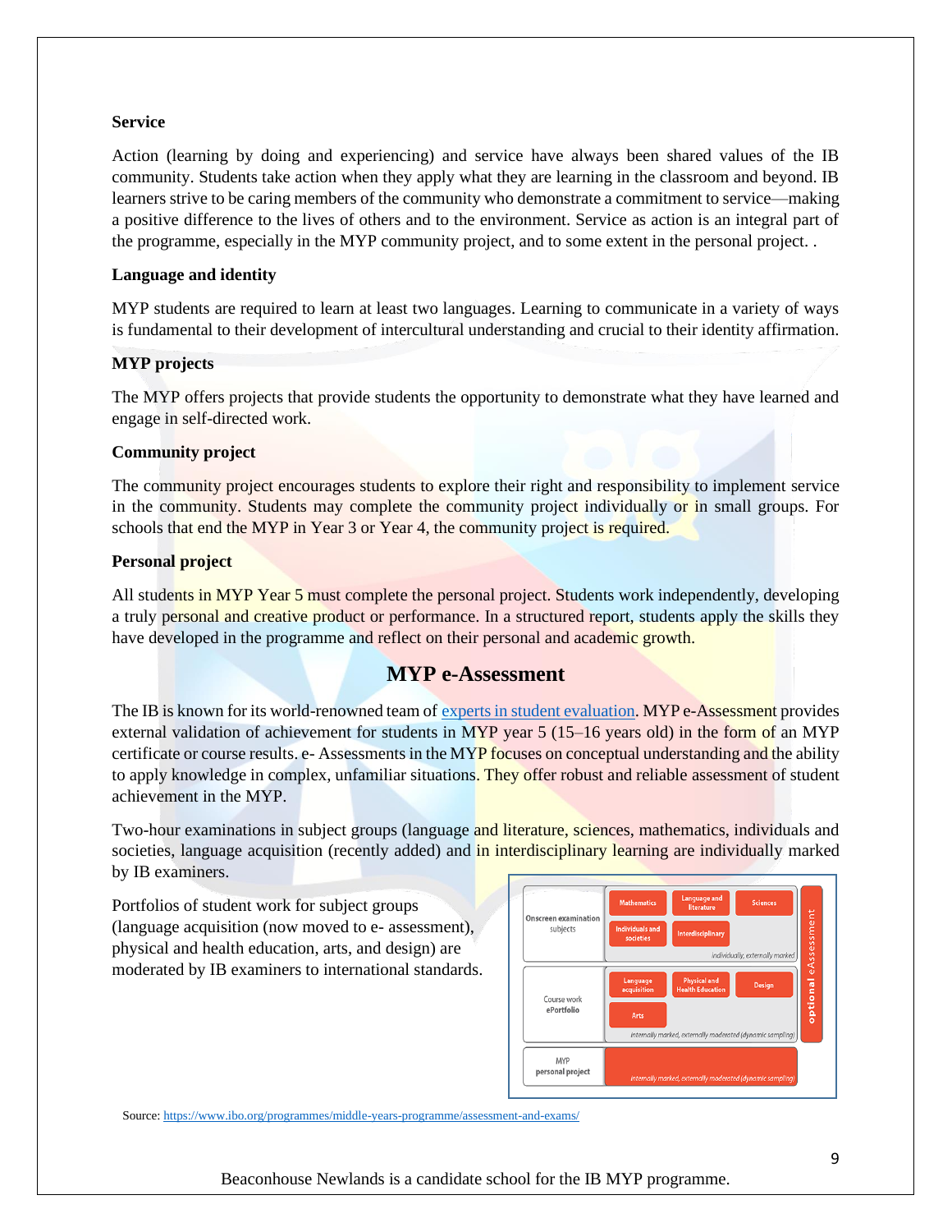**Service**

Action (learning by doing and experiencing) and service have always been shared values of the IB community. Students take action when they apply what they are learning in the classroom and beyond. IB learners strive to be caring members of the community who demonstrate a commitment to service—making a positive difference to the lives of others and to the environment. Service as action is an integral part of the programme, especially in the MYP community project, and to some extent in the personal project. .

**Language and identity**

MYP students are required to learn at least two languages. Learning to communicate in a variety of ways is fundamental to their development of intercultural understanding and crucial to their identity affirmation.

**MYP projects**

The MYP offers projects that provide students the opportunity to demonstrate what they have learned and engage in self-directed work.

**Community project**

The community project encourages students to explore their right and responsibility to implement service in the community. Students may complete the community project individually or in small groups. For schools that end the MYP in Year 3 or Year 4, the community project is required.

**Personal project**

All students in MYP Year 5 must complete the personal project. Students work independently, developing a truly personal and creative product or performance. In a structured report, students apply the skills they have developed in the programme and reflect on their personal and academic growth.

## MYP e-Assessment

The IB is known for its world-renowned team of experts in student evaluation. MYP e-Assessment provides external validation of achievement for students in MYP year 5 (15–16 years old) in the form of an MYP certificate or course results. e- Assessments in the MYP focuses on conceptual understanding and the ability to apply knowledge in complex, unfamiliar situations. They offer robust and reliable assessment of student achievement in the MYP.

Two-hour examinations in subject groups (language and literature, sciences, mathematics, individuals and societies, language acquisition (recently added) and in interdisciplinary learning are individually marked by IB examiners.

Portfolios of student work for subject groups (language acquisition (now moved to e- assessment), physical and health education, arts, and design) are moderated by IB examiners to international standards.

| | Subjects | Marking | |
|---|---|---|---|
| Onscreen examination subjects | Mathematics, Language and literature, Sciences, Individuals and societies, Interdisciplinary | individually, externally marked | optional eAssessment |
| Course work ePortfolio | Language acquisition, Physical and Health Education, Design, Arts | internally marked, externally moderated (dynamic sampling) | |
| MYP personal project | | internally marked, externally moderated (dynamic sampling) | |

Source: https://www.ibo.org/programmes/middle-years-programme/assessment-and-exams/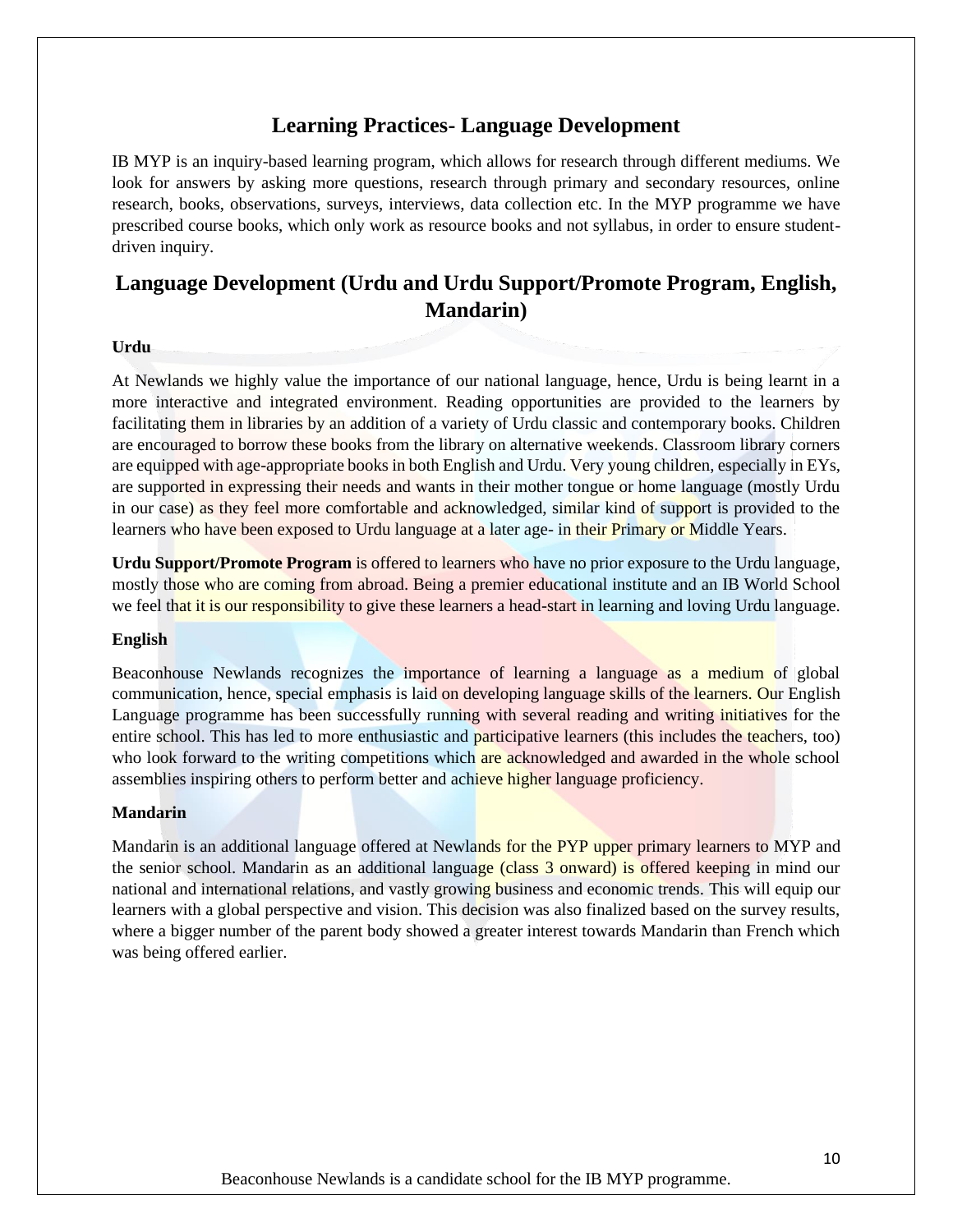## Learning Practices- Language Development

IB MYP is an inquiry-based learning program, which allows for research through different mediums. We look for answers by asking more questions, research through primary and secondary resources, online research, books, observations, surveys, interviews, data collection etc. In the MYP programme we have prescribed course books, which only work as resource books and not syllabus, in order to ensure student-driven inquiry.

## Language Development (Urdu and Urdu Support/Promote Program, English, Mandarin)

**Urdu**

At Newlands we highly value the importance of our national language, hence, Urdu is being learnt in a more interactive and integrated environment. Reading opportunities are provided to the learners by facilitating them in libraries by an addition of a variety of Urdu classic and contemporary books. Children are encouraged to borrow these books from the library on alternative weekends. Classroom library corners are equipped with age-appropriate books in both English and Urdu. Very young children, especially in EYs, are supported in expressing their needs and wants in their mother tongue or home language (mostly Urdu in our case) as they feel more comfortable and acknowledged, similar kind of support is provided to the learners who have been exposed to Urdu language at a later age- in their Primary or Middle Years.

**Urdu Support/Promote Program** is offered to learners who have no prior exposure to the Urdu language, mostly those who are coming from abroad. Being a premier educational institute and an IB World School we feel that it is our responsibility to give these learners a head-start in learning and loving Urdu language.

**English**

Beaconhouse Newlands recognizes the importance of learning a language as a medium of global communication, hence, special emphasis is laid on developing language skills of the learners. Our English Language programme has been successfully running with several reading and writing initiatives for the entire school. This has led to more enthusiastic and participative learners (this includes the teachers, too) who look forward to the writing competitions which are acknowledged and awarded in the whole school assemblies inspiring others to perform better and achieve higher language proficiency.

**Mandarin**

Mandarin is an additional language offered at Newlands for the PYP upper primary learners to MYP and the senior school. Mandarin as an additional language (class 3 onward) is offered keeping in mind our national and international relations, and vastly growing business and economic trends. This will equip our learners with a global perspective and vision. This decision was also finalized based on the survey results, where a bigger number of the parent body showed a greater interest towards Mandarin than French which was being offered earlier.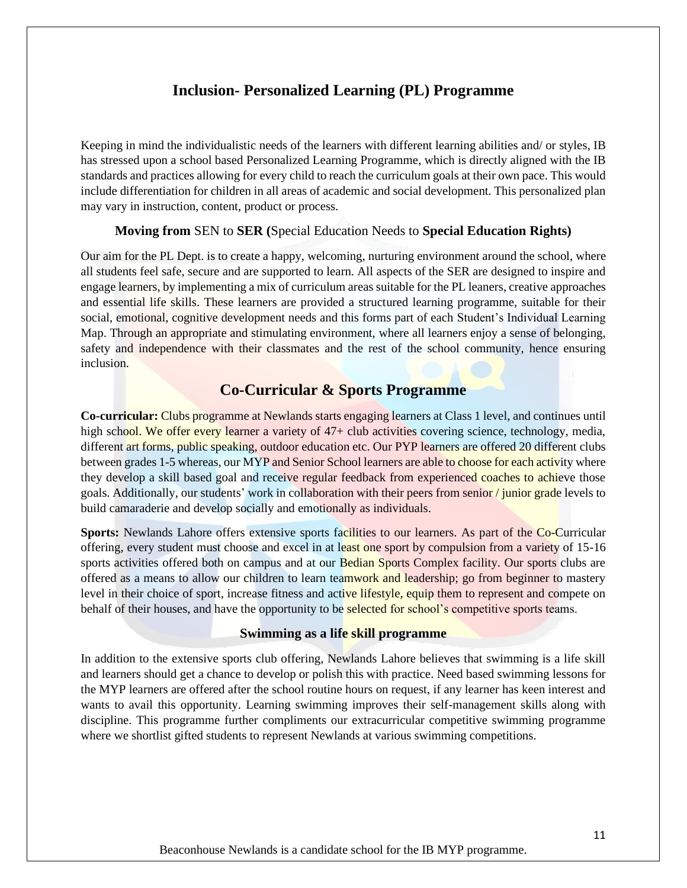## Inclusion- Personalized Learning (PL) Programme

Keeping in mind the individualistic needs of the learners with different learning abilities and/ or styles, IB has stressed upon a school based Personalized Learning Programme, which is directly aligned with the IB standards and practices allowing for every child to reach the curriculum goals at their own pace. This would include differentiation for children in all areas of academic and social development. This personalized plan may vary in instruction, content, product or process.

### **Moving from** SEN to **SER (**Special Education Needs to **Special Education Rights)**

Our aim for the PL Dept. is to create a happy, welcoming, nurturing environment around the school, where all students feel safe, secure and are supported to learn. All aspects of the SER are designed to inspire and engage learners, by implementing a mix of curriculum areas suitable for the PL leaners, creative approaches and essential life skills. These learners are provided a structured learning programme, suitable for their social, emotional, cognitive development needs and this forms part of each Student's Individual Learning Map. Through an appropriate and stimulating environment, where all learners enjoy a sense of belonging, safety and independence with their classmates and the rest of the school community, hence ensuring inclusion.

## Co-Curricular & Sports Programme

**Co-curricular:** Clubs programme at Newlands starts engaging learners at Class 1 level, and continues until high school. We offer every learner a variety of 47+ club activities covering science, technology, media, different art forms, public speaking, outdoor education etc. Our PYP learners are offered 20 different clubs between grades 1-5 whereas, our MYP and Senior School learners are able to choose for each activity where they develop a skill based goal and receive regular feedback from experienced coaches to achieve those goals. Additionally, our students' work in collaboration with their peers from senior / junior grade levels to build camaraderie and develop socially and emotionally as individuals.

**Sports:** Newlands Lahore offers extensive sports facilities to our learners. As part of the Co-Curricular offering, every student must choose and excel in at least one sport by compulsion from a variety of 15-16 sports activities offered both on campus and at our Bedian Sports Complex facility. Our sports clubs are offered as a means to allow our children to learn teamwork and leadership; go from beginner to mastery level in their choice of sport, increase fitness and active lifestyle, equip them to represent and compete on behalf of their houses, and have the opportunity to be selected for school's competitive sports teams.

### Swimming as a life skill programme

In addition to the extensive sports club offering, Newlands Lahore believes that swimming is a life skill and learners should get a chance to develop or polish this with practice. Need based swimming lessons for the MYP learners are offered after the school routine hours on request, if any learner has keen interest and wants to avail this opportunity. Learning swimming improves their self-management skills along with discipline. This programme further compliments our extracurricular competitive swimming programme where we shortlist gifted students to represent Newlands at various swimming competitions.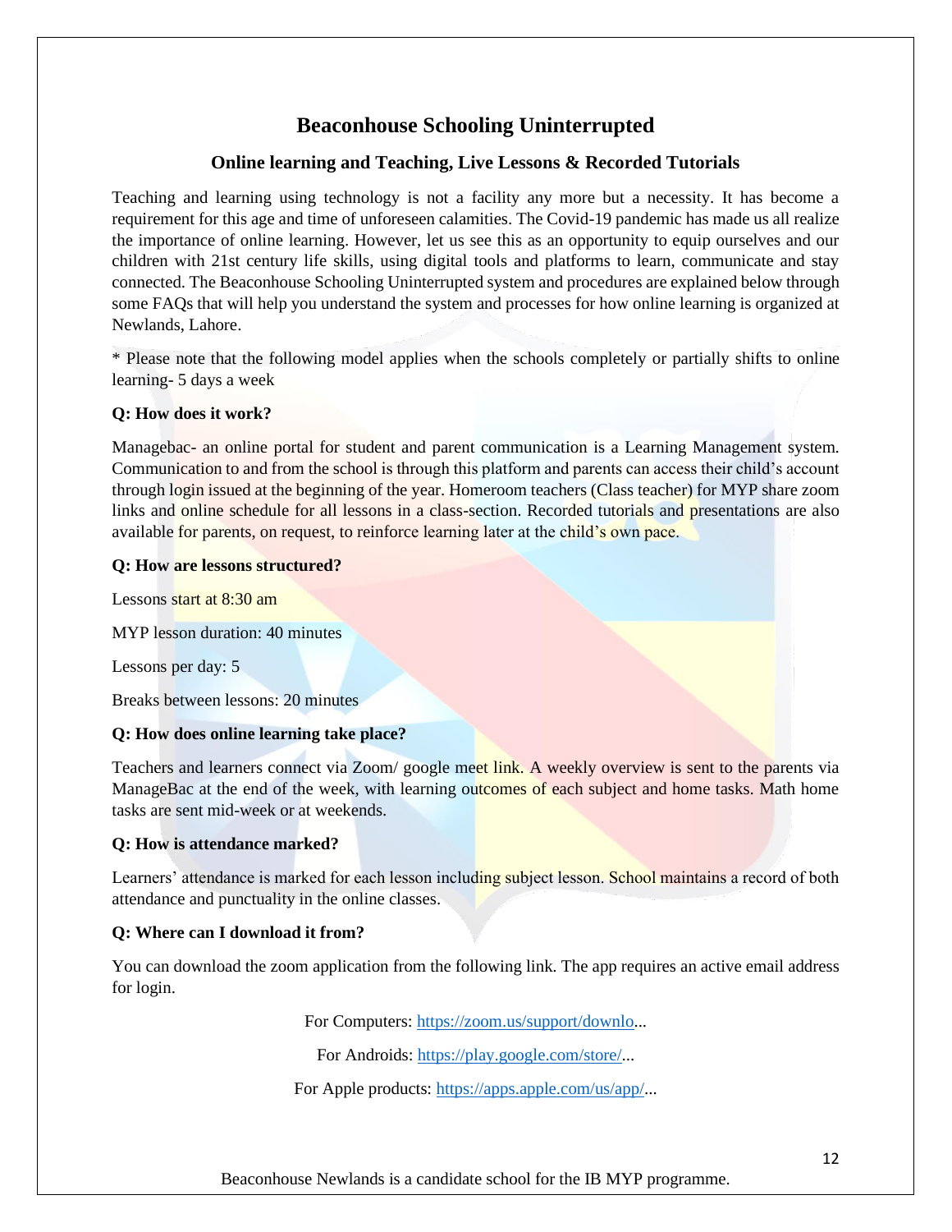# Beaconhouse Schooling Uninterrupted

## Online learning and Teaching, Live Lessons & Recorded Tutorials

Teaching and learning using technology is not a facility any more but a necessity. It has become a requirement for this age and time of unforeseen calamities. The Covid-19 pandemic has made us all realize the importance of online learning. However, let us see this as an opportunity to equip ourselves and our children with 21st century life skills, using digital tools and platforms to learn, communicate and stay connected. The Beaconhouse Schooling Uninterrupted system and procedures are explained below through some FAQs that will help you understand the system and processes for how online learning is organized at Newlands, Lahore.

* Please note that the following model applies when the schools completely or partially shifts to online learning- 5 days a week

**Q: How does it work?**

Managebac- an online portal for student and parent communication is a Learning Management system. Communication to and from the school is through this platform and parents can access their child's account through login issued at the beginning of the year. Homeroom teachers (Class teacher) for MYP share zoom links and online schedule for all lessons in a class-section. Recorded tutorials and presentations are also available for parents, on request, to reinforce learning later at the child's own pace.

**Q: How are lessons structured?**

Lessons start at 8:30 am

MYP lesson duration: 40 minutes

Lessons per day: 5

Breaks between lessons: 20 minutes

**Q: How does online learning take place?**

Teachers and learners connect via Zoom/ google meet link. A weekly overview is sent to the parents via ManageBac at the end of the week, with learning outcomes of each subject and home tasks. Math home tasks are sent mid-week or at weekends.

**Q: How is attendance marked?**

Learners' attendance is marked for each lesson including subject lesson. School maintains a record of both attendance and punctuality in the online classes.

**Q: Where can I download it from?**

You can download the zoom application from the following link. The app requires an active email address for login.

For Computers: https://zoom.us/support/downlo...

For Androids: https://play.google.com/store/...

For Apple products: https://apps.apple.com/us/app/...

Beaconhouse Newlands is a candidate school for the IB MYP programme.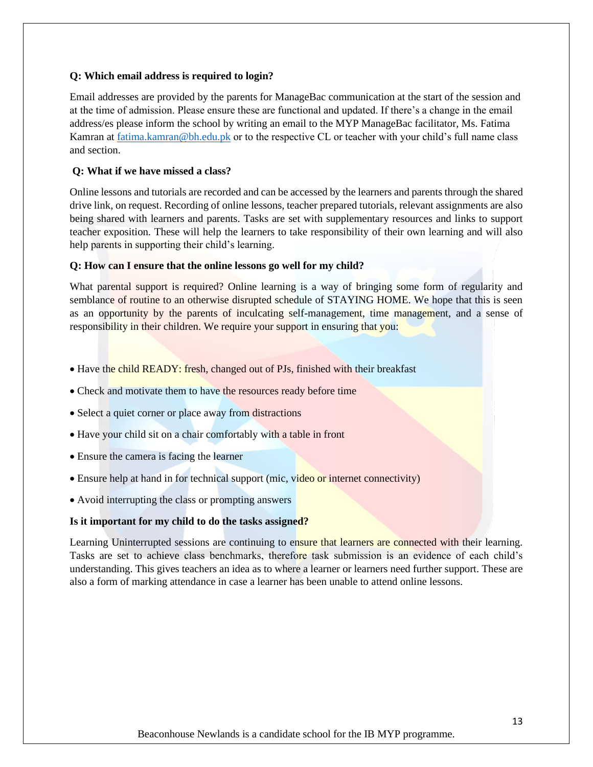**Q: Which email address is required to login?**

Email addresses are provided by the parents for ManageBac communication at the start of the session and at the time of admission. Please ensure these are functional and updated. If there's a change in the email address/es please inform the school by writing an email to the MYP ManageBac facilitator, Ms. Fatima Kamran at fatima.kamran@bh.edu.pk or to the respective CL or teacher with your child's full name class and section.

**Q: What if we have missed a class?**

Online lessons and tutorials are recorded and can be accessed by the learners and parents through the shared drive link, on request. Recording of online lessons, teacher prepared tutorials, relevant assignments are also being shared with learners and parents. Tasks are set with supplementary resources and links to support teacher exposition. These will help the learners to take responsibility of their own learning and will also help parents in supporting their child's learning.

**Q: How can I ensure that the online lessons go well for my child?**

What parental support is required? Online learning is a way of bringing some form of regularity and semblance of routine to an otherwise disrupted schedule of STAYING HOME. We hope that this is seen as an opportunity by the parents of inculcating self-management, time management, and a sense of responsibility in their children. We require your support in ensuring that you:

- Have the child READY: fresh, changed out of PJs, finished with their breakfast
- Check and motivate them to have the resources ready before time
- Select a quiet corner or place away from distractions
- Have your child sit on a chair comfortably with a table in front
- Ensure the camera is facing the learner
- Ensure help at hand in for technical support (mic, video or internet connectivity)
- Avoid interrupting the class or prompting answers

**Is it important for my child to do the tasks assigned?**

Learning Uninterrupted sessions are continuing to ensure that learners are connected with their learning. Tasks are set to achieve class benchmarks, therefore task submission is an evidence of each child's understanding. This gives teachers an idea as to where a learner or learners need further support. These are also a form of marking attendance in case a learner has been unable to attend online lessons.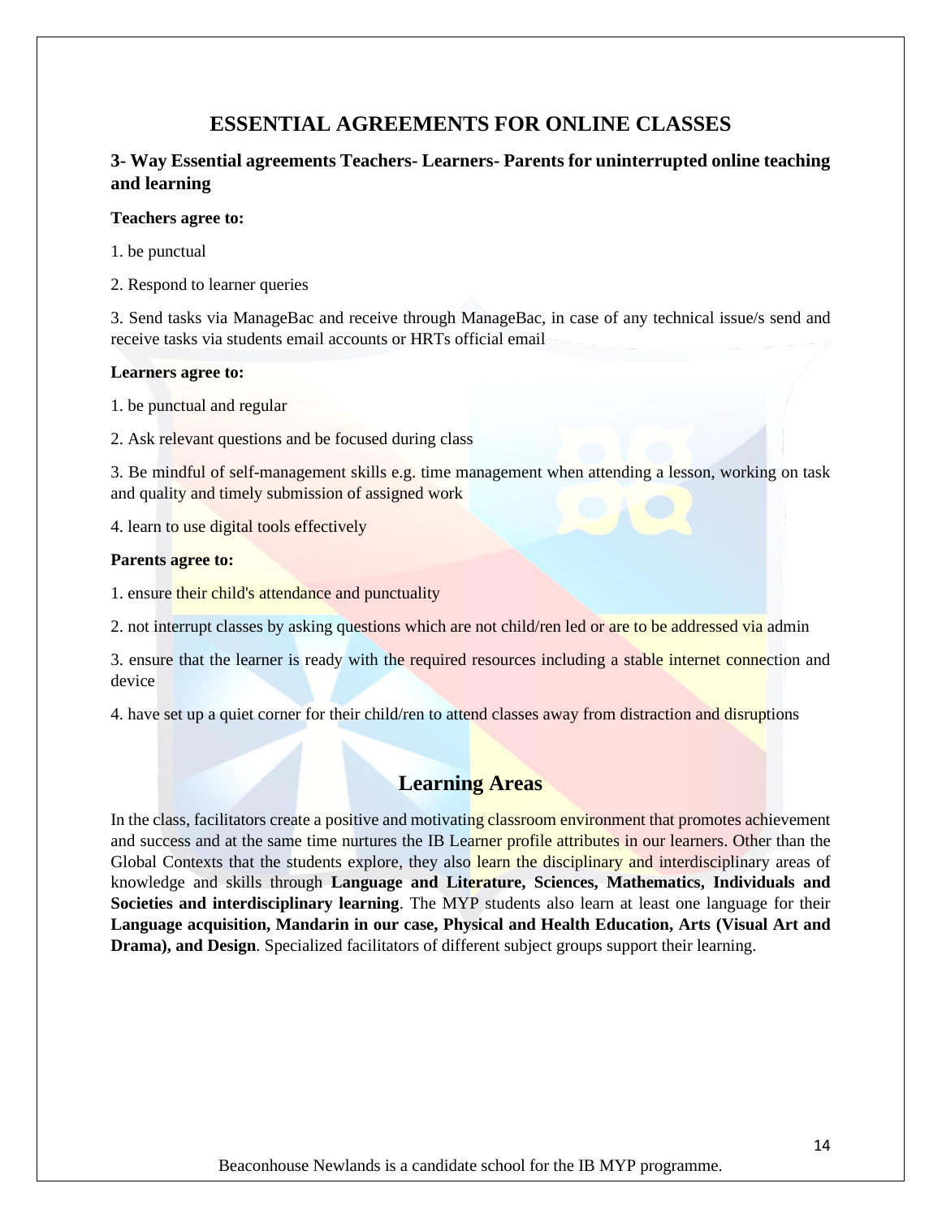# ESSENTIAL AGREEMENTS FOR ONLINE CLASSES

## 3- Way Essential agreements Teachers- Learners- Parents for uninterrupted online teaching and learning

**Teachers agree to:**

1. be punctual

2. Respond to learner queries

3. Send tasks via ManageBac and receive through ManageBac, in case of any technical issue/s send and receive tasks via students email accounts or HRTs official email

**Learners agree to:**

1. be punctual and regular

2. Ask relevant questions and be focused during class

3. Be mindful of self-management skills e.g. time management when attending a lesson, working on task and quality and timely submission of assigned work

4. learn to use digital tools effectively

**Parents agree to:**

1. ensure their child's attendance and punctuality

2. not interrupt classes by asking questions which are not child/ren led or are to be addressed via admin

3. ensure that the learner is ready with the required resources including a stable internet connection and device

4. have set up a quiet corner for their child/ren to attend classes away from distraction and disruptions

## Learning Areas

In the class, facilitators create a positive and motivating classroom environment that promotes achievement and success and at the same time nurtures the IB Learner profile attributes in our learners. Other than the Global Contexts that the students explore, they also learn the disciplinary and interdisciplinary areas of knowledge and skills through **Language and Literature, Sciences, Mathematics, Individuals and Societies and interdisciplinary learning**. The MYP students also learn at least one language for their **Language acquisition, Mandarin in our case, Physical and Health Education, Arts (Visual Art and Drama), and Design**. Specialized facilitators of different subject groups support their learning.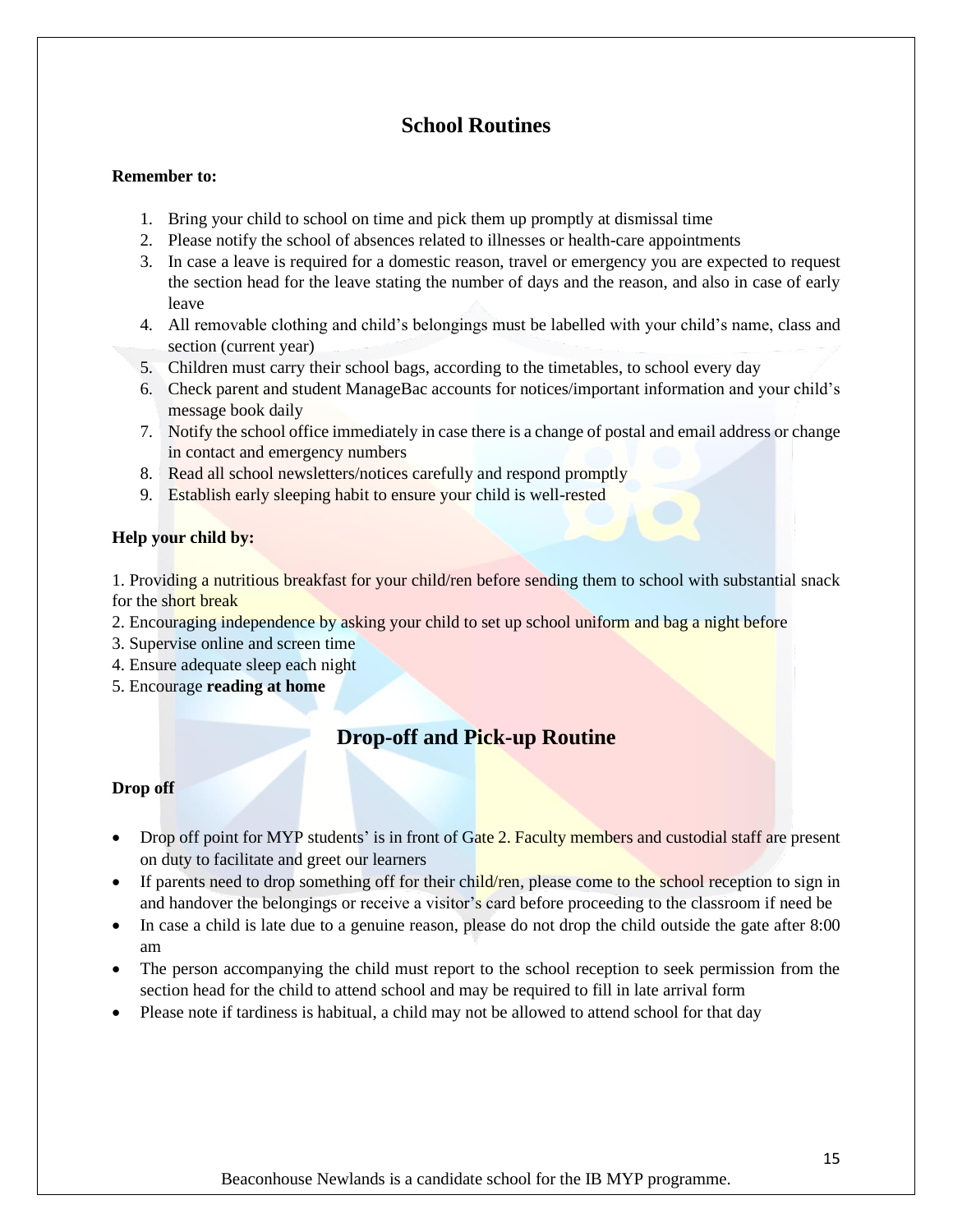## School Routines

**Remember to:**

1. Bring your child to school on time and pick them up promptly at dismissal time
2. Please notify the school of absences related to illnesses or health-care appointments
3. In case a leave is required for a domestic reason, travel or emergency you are expected to request the section head for the leave stating the number of days and the reason, and also in case of early leave
4. All removable clothing and child's belongings must be labelled with your child's name, class and section (current year)
5. Children must carry their school bags, according to the timetables, to school every day
6. Check parent and student ManageBac accounts for notices/important information and your child's message book daily
7. Notify the school office immediately in case there is a change of postal and email address or change in contact and emergency numbers
8. Read all school newsletters/notices carefully and respond promptly
9. Establish early sleeping habit to ensure your child is well-rested

**Help your child by:**

1. Providing a nutritious breakfast for your child/ren before sending them to school with substantial snack for the short break
2. Encouraging independence by asking your child to set up school uniform and bag a night before
3. Supervise online and screen time
4. Ensure adequate sleep each night
5. Encourage **reading at home**

## Drop-off and Pick-up Routine

**Drop off**

- Drop off point for MYP students' is in front of Gate 2. Faculty members and custodial staff are present on duty to facilitate and greet our learners
- If parents need to drop something off for their child/ren, please come to the school reception to sign in and handover the belongings or receive a visitor's card before proceeding to the classroom if need be
- In case a child is late due to a genuine reason, please do not drop the child outside the gate after 8:00 am
- The person accompanying the child must report to the school reception to seek permission from the section head for the child to attend school and may be required to fill in late arrival form
- Please note if tardiness is habitual, a child may not be allowed to attend school for that day

Beaconhouse Newlands is a candidate school for the IB MYP programme.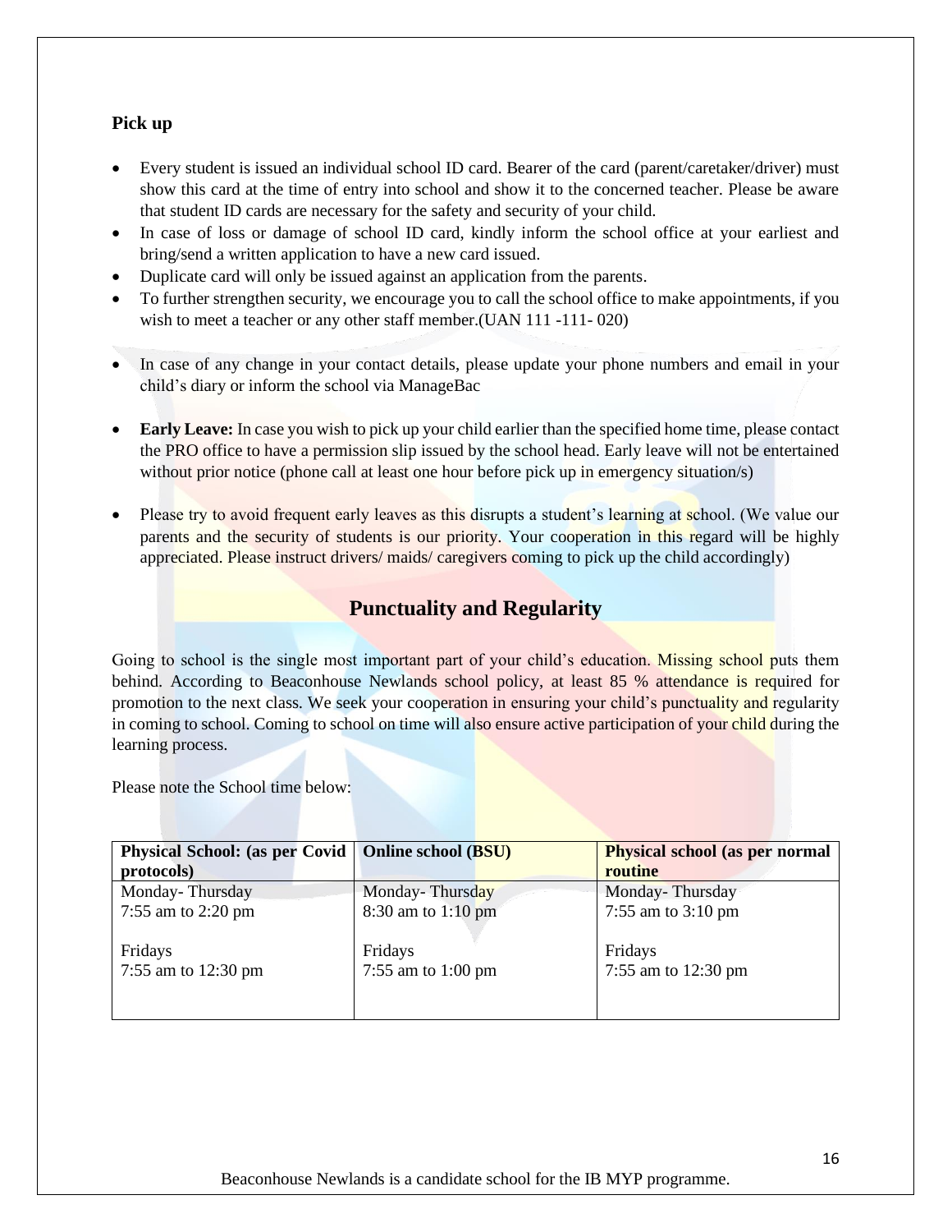**Pick up**

- Every student is issued an individual school ID card. Bearer of the card (parent/caretaker/driver) must show this card at the time of entry into school and show it to the concerned teacher. Please be aware that student ID cards are necessary for the safety and security of your child.
- In case of loss or damage of school ID card, kindly inform the school office at your earliest and bring/send a written application to have a new card issued.
- Duplicate card will only be issued against an application from the parents.
- To further strengthen security, we encourage you to call the school office to make appointments, if you wish to meet a teacher or any other staff member.(UAN 111 -111- 020)
- In case of any change in your contact details, please update your phone numbers and email in your child's diary or inform the school via ManageBac
- **Early Leave:** In case you wish to pick up your child earlier than the specified home time, please contact the PRO office to have a permission slip issued by the school head. Early leave will not be entertained without prior notice (phone call at least one hour before pick up in emergency situation/s)
- Please try to avoid frequent early leaves as this disrupts a student's learning at school. (We value our parents and the security of students is our priority. Your cooperation in this regard will be highly appreciated. Please instruct drivers/ maids/ caregivers coming to pick up the child accordingly)

## Punctuality and Regularity

Going to school is the single most important part of your child's education. Missing school puts them behind. According to Beaconhouse Newlands school policy, at least 85 % attendance is required for promotion to the next class. We seek your cooperation in ensuring your child's punctuality and regularity in coming to school. Coming to school on time will also ensure active participation of your child during the learning process.

Please note the School time below:

| **Physical School: (as per Covid protocols)** | **Online school (BSU)** | **Physical school (as per normal routine** |
|---|---|---|
| Monday- Thursday<br>7:55 am to 2:20 pm<br><br>Fridays<br>7:55 am to 12:30 pm | Monday- Thursday<br>8:30 am to 1:10 pm<br><br>Fridays<br>7:55 am to 1:00 pm | Monday- Thursday<br>7:55 am to 3:10 pm<br><br>Fridays<br>7:55 am to 12:30 pm |

Beaconhouse Newlands is a candidate school for the IB MYP programme.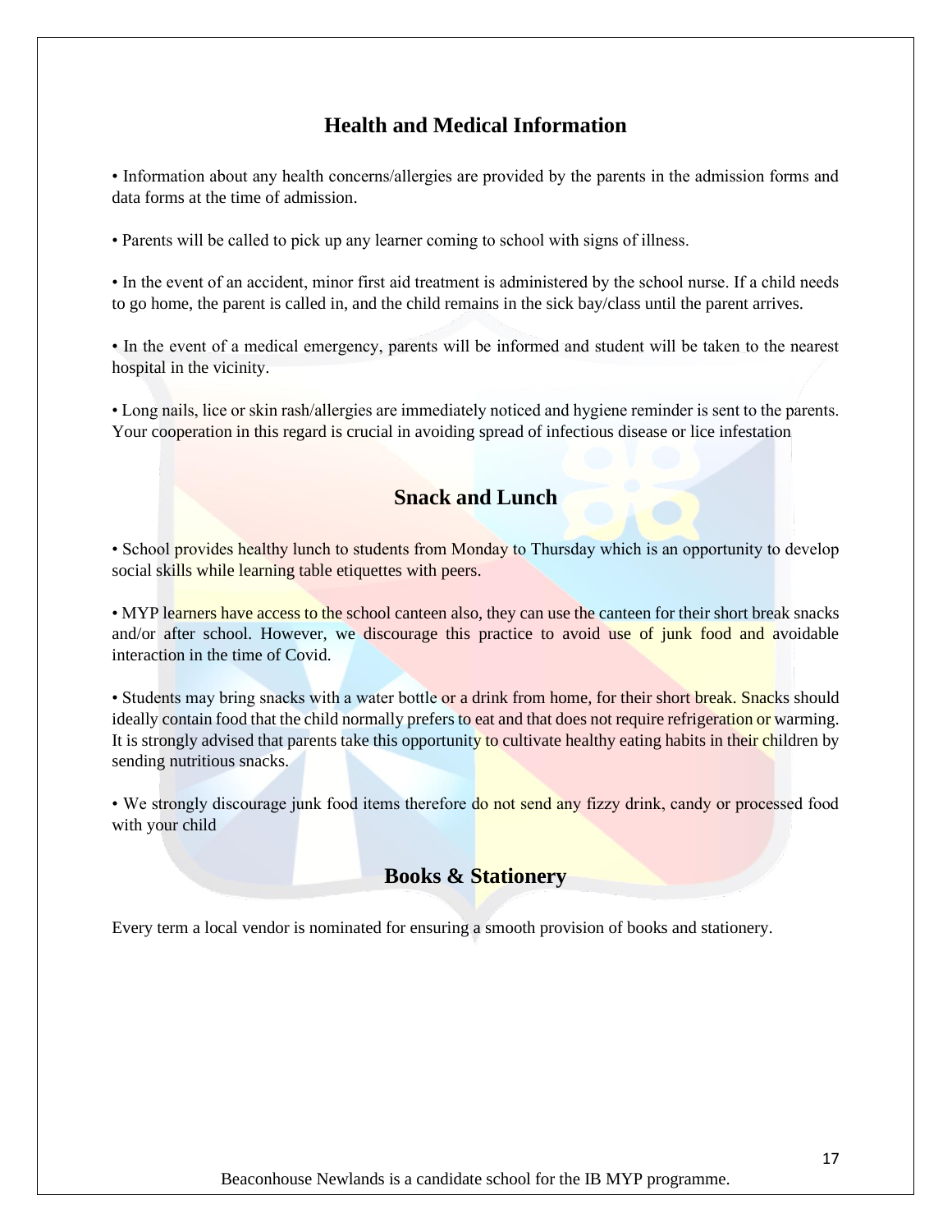## Health and Medical Information

• Information about any health concerns/allergies are provided by the parents in the admission forms and data forms at the time of admission.

• Parents will be called to pick up any learner coming to school with signs of illness.

• In the event of an accident, minor first aid treatment is administered by the school nurse. If a child needs to go home, the parent is called in, and the child remains in the sick bay/class until the parent arrives.

• In the event of a medical emergency, parents will be informed and student will be taken to the nearest hospital in the vicinity.

• Long nails, lice or skin rash/allergies are immediately noticed and hygiene reminder is sent to the parents. Your cooperation in this regard is crucial in avoiding spread of infectious disease or lice infestation

## Snack and Lunch

• School provides healthy lunch to students from Monday to Thursday which is an opportunity to develop social skills while learning table etiquettes with peers.

• MYP learners have access to the school canteen also, they can use the canteen for their short break snacks and/or after school. However, we discourage this practice to avoid use of junk food and avoidable interaction in the time of Covid.

• Students may bring snacks with a water bottle or a drink from home, for their short break. Snacks should ideally contain food that the child normally prefers to eat and that does not require refrigeration or warming. It is strongly advised that parents take this opportunity to cultivate healthy eating habits in their children by sending nutritious snacks.

• We strongly discourage junk food items therefore do not send any fizzy drink, candy or processed food with your child

## Books & Stationery

Every term a local vendor is nominated for ensuring a smooth provision of books and stationery.

Beaconhouse Newlands is a candidate school for the IB MYP programme.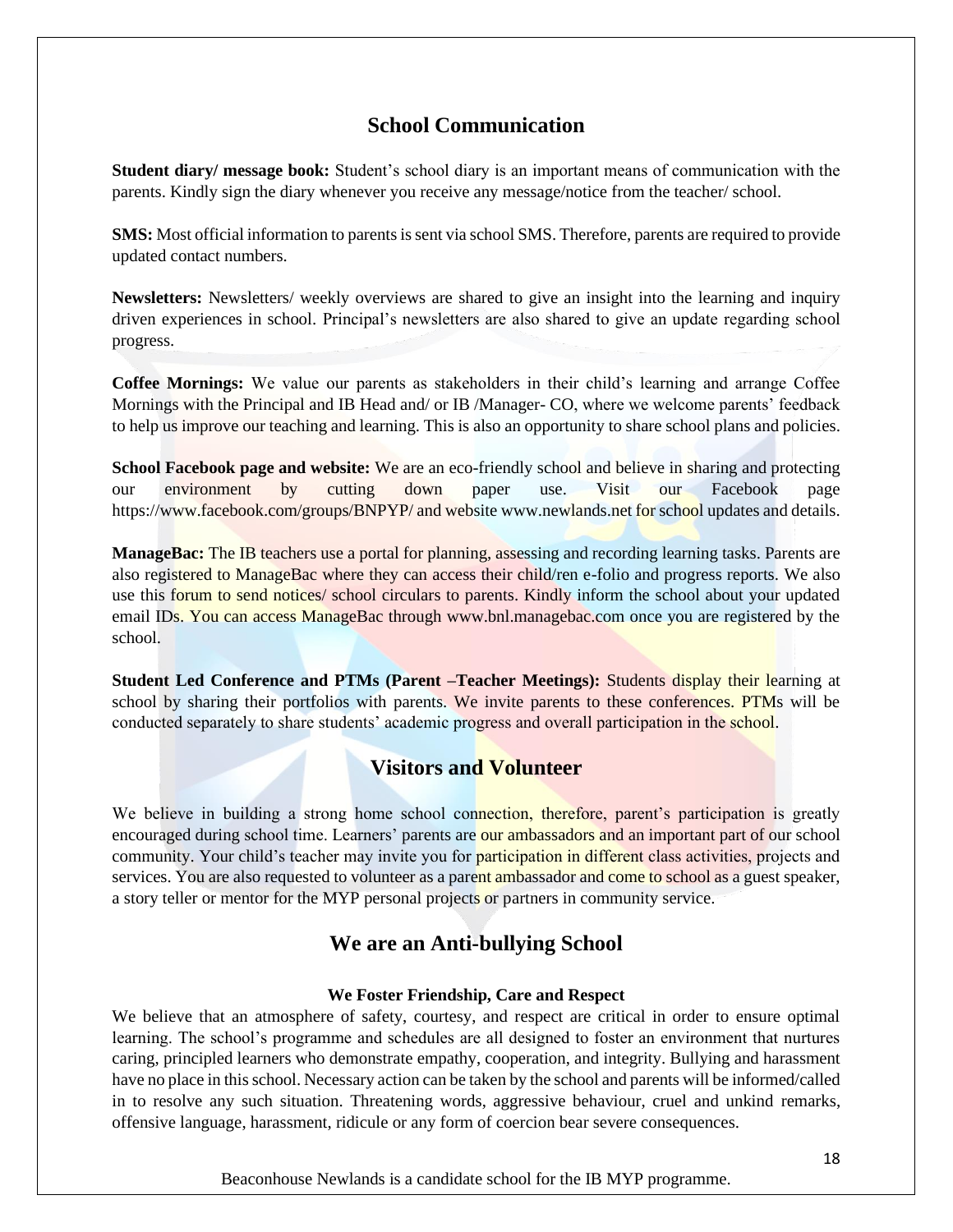## School Communication

**Student diary/ message book:** Student's school diary is an important means of communication with the parents. Kindly sign the diary whenever you receive any message/notice from the teacher/ school.

**SMS:** Most official information to parents is sent via school SMS. Therefore, parents are required to provide updated contact numbers.

**Newsletters:** Newsletters/ weekly overviews are shared to give an insight into the learning and inquiry driven experiences in school. Principal's newsletters are also shared to give an update regarding school progress.

**Coffee Mornings:** We value our parents as stakeholders in their child's learning and arrange Coffee Mornings with the Principal and IB Head and/ or IB /Manager- CO, where we welcome parents' feedback to help us improve our teaching and learning. This is also an opportunity to share school plans and policies.

**School Facebook page and website:** We are an eco-friendly school and believe in sharing and protecting our environment by cutting down paper use. Visit our Facebook page https://www.facebook.com/groups/BNPYP/ and website www.newlands.net for school updates and details.

**ManageBac:** The IB teachers use a portal for planning, assessing and recording learning tasks. Parents are also registered to ManageBac where they can access their child/ren e-folio and progress reports. We also use this forum to send notices/ school circulars to parents. Kindly inform the school about your updated email IDs. You can access ManageBac through www.bnl.managebac.com once you are registered by the school.

**Student Led Conference and PTMs (Parent –Teacher Meetings):** Students display their learning at school by sharing their portfolios with parents. We invite parents to these conferences. PTMs will be conducted separately to share students' academic progress and overall participation in the school.

## Visitors and Volunteer

We believe in building a strong home school connection, therefore, parent's participation is greatly encouraged during school time. Learners' parents are our ambassadors and an important part of our school community. Your child's teacher may invite you for participation in different class activities, projects and services. You are also requested to volunteer as a parent ambassador and come to school as a guest speaker, a story teller or mentor for the MYP personal projects or partners in community service.

## We are an Anti-bullying School

### We Foster Friendship, Care and Respect

We believe that an atmosphere of safety, courtesy, and respect are critical in order to ensure optimal learning. The school's programme and schedules are all designed to foster an environment that nurtures caring, principled learners who demonstrate empathy, cooperation, and integrity. Bullying and harassment have no place in this school. Necessary action can be taken by the school and parents will be informed/called in to resolve any such situation. Threatening words, aggressive behaviour, cruel and unkind remarks, offensive language, harassment, ridicule or any form of coercion bear severe consequences.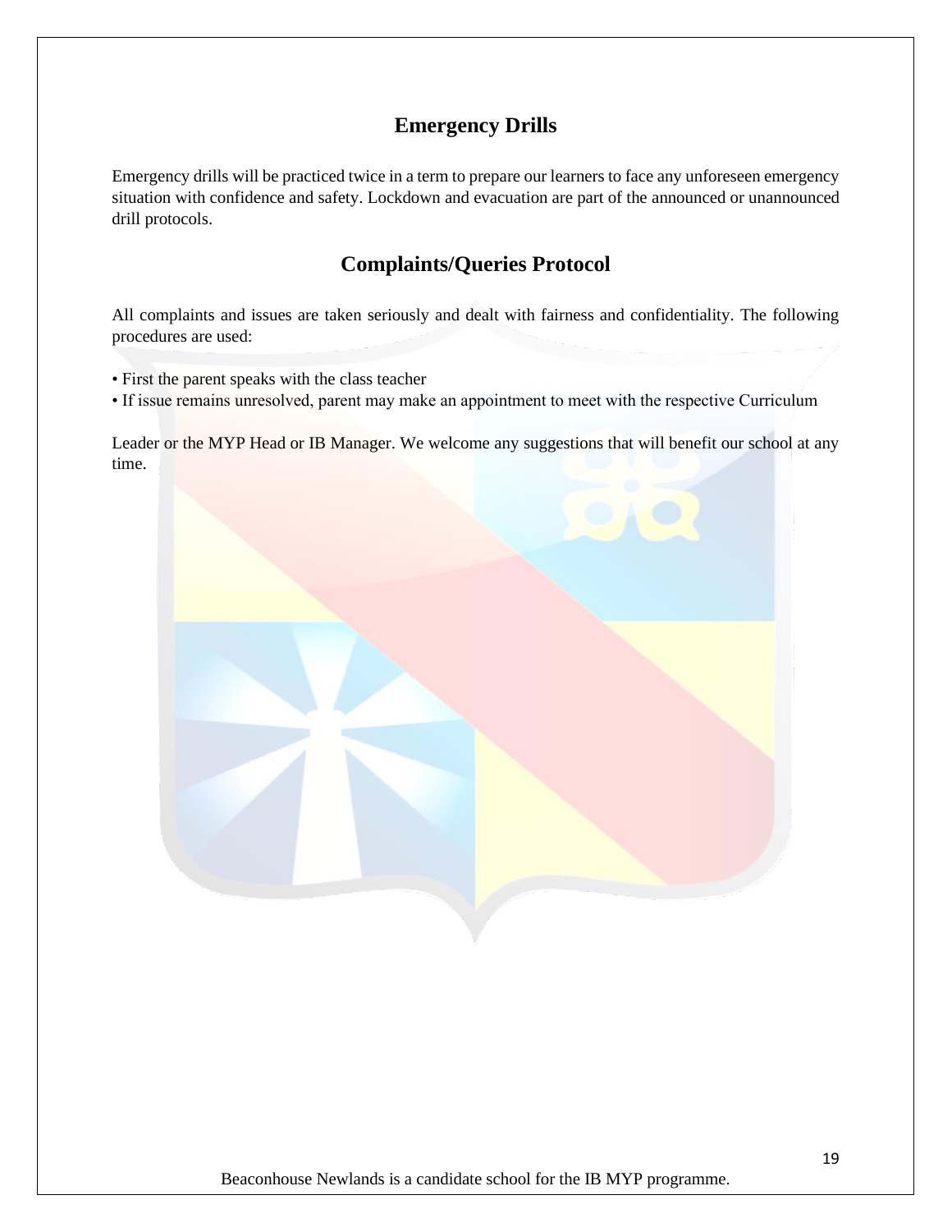## Emergency Drills

Emergency drills will be practiced twice in a term to prepare our learners to face any unforeseen emergency situation with confidence and safety. Lockdown and evacuation are part of the announced or unannounced drill protocols.

## Complaints/Queries Protocol

All complaints and issues are taken seriously and dealt with fairness and confidentiality. The following procedures are used:

- First the parent speaks with the class teacher
- If issue remains unresolved, parent may make an appointment to meet with the respective Curriculum

Leader or the MYP Head or IB Manager. We welcome any suggestions that will benefit our school at any time.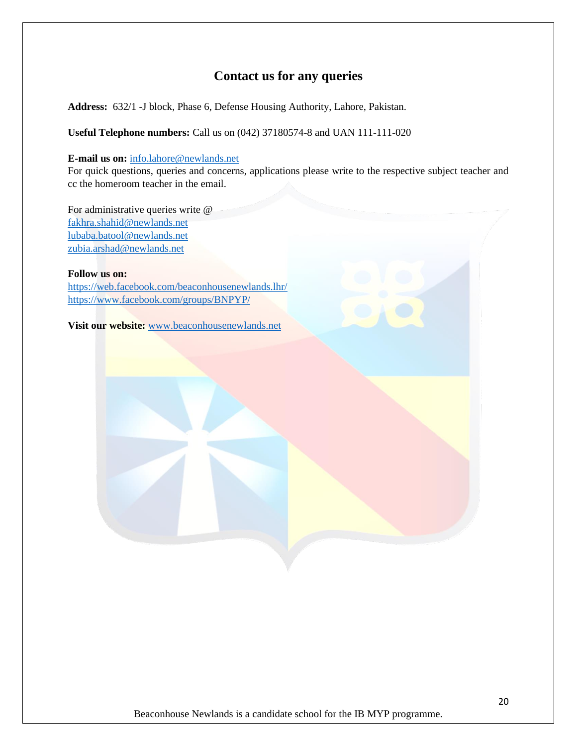## Contact us for any queries

**Address:** 632/1 -J block, Phase 6, Defense Housing Authority, Lahore, Pakistan.

**Useful Telephone numbers:** Call us on (042) 37180574-8 and UAN 111-111-020

**E-mail us on:** info.lahore@newlands.net
For quick questions, queries and concerns, applications please write to the respective subject teacher and cc the homeroom teacher in the email.

For administrative queries write @
fakhra.shahid@newlands.net
lubaba.batool@newlands.net
zubia.arshad@newlands.net

**Follow us on:**
https://web.facebook.com/beaconhousenewlands.lhr/
https://www.facebook.com/groups/BNPYP/

**Visit our website:** www.beaconhousenewlands.net

Beaconhouse Newlands is a candidate school for the IB MYP programme.